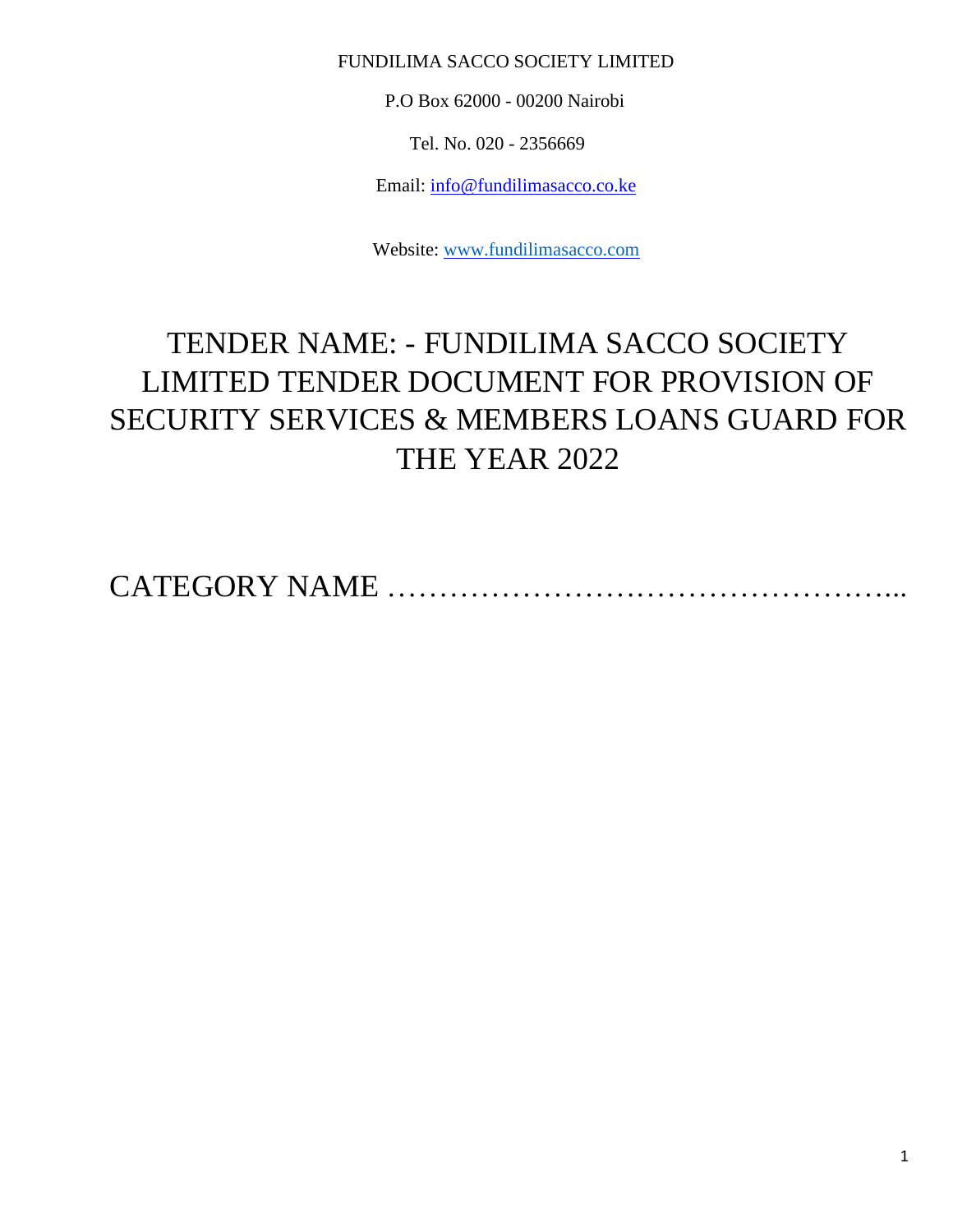FUNDILIMA SACCO SOCIETY LIMITED

P.O Box 62000 - 00200 Nairobi

Tel. No. 020 - 2356669

Email: info@fundilimasacco.co.ke

Website: www.fundilimasacco.com

# TENDER NAME: - FUNDILIMA SACCO SOCIETY LIMITED TENDER DOCUMENT FOR PROVISION OF SECURITY SERVICES & MEMBERS LOANS GUARD FOR THE YEAR 2022

CATEGORY NAME …………………………………………..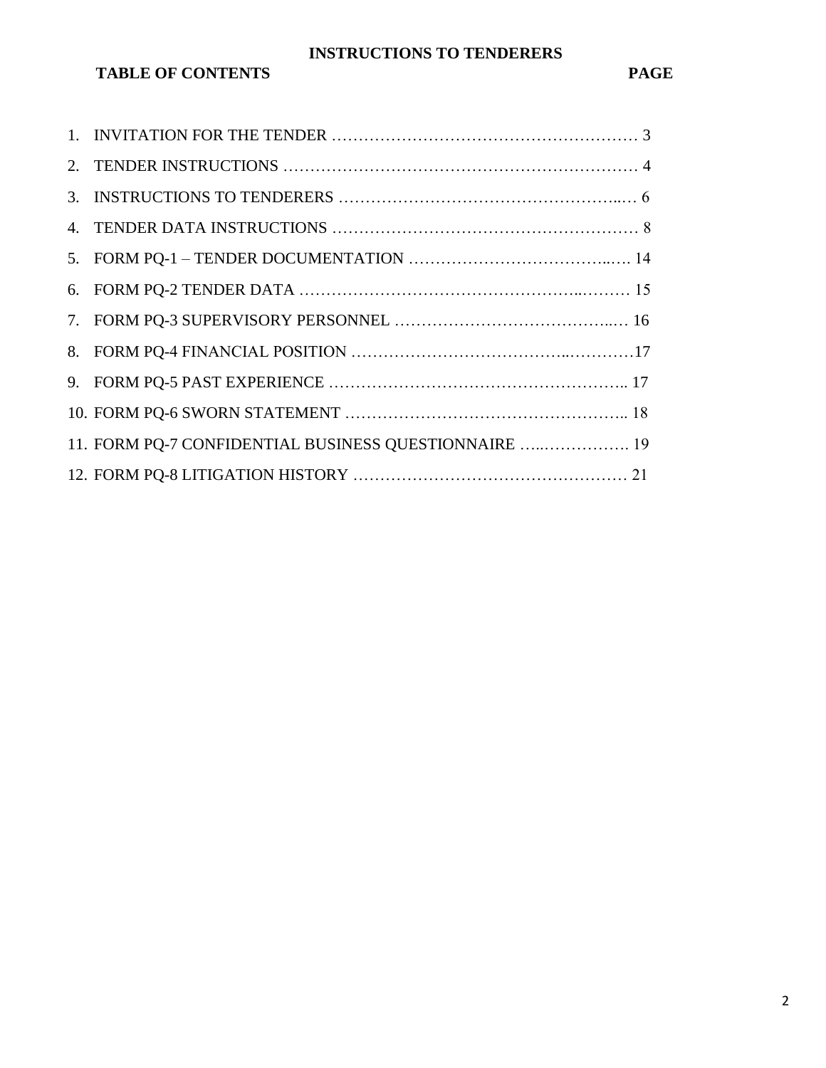# INSTRUCTIONS TO TENDERERS

**TABLE OF CONTENTS** **PAGE**

1. INVITATION FOR THE TENDER ………………………………………………… 3
2. TENDER INSTRUCTIONS ……………….…………………….………………… 4
3. INSTRUCTIONS TO TENDERERS …………………….…………………….... 6
4. TENDER DATA INSTRUCTIONS ………………………………….…………… 8
5. FORM PQ-1 – TENDER DOCUMENTATION ………………………………..…. 14
6. FORM PQ-2 TENDER DATA ………………………………………..……… 15
7. FORM PQ-3 SUPERVISORY PERSONNEL ……………………………….... 16
8. FORM PQ-4 FINANCIAL POSITION ……………………………...…………17
9. FORM PQ-5 PAST EXPERIENCE …………………………………………….. 17
10. FORM PQ-6 SWORN STATEMENT …………………………………………….. 18
11. FORM PQ-7 CONFIDENTIAL BUSINESS QUESTIONNAIRE …..……………. 19
12. FORM PQ-8 LITIGATION HISTORY …………………………………………… 21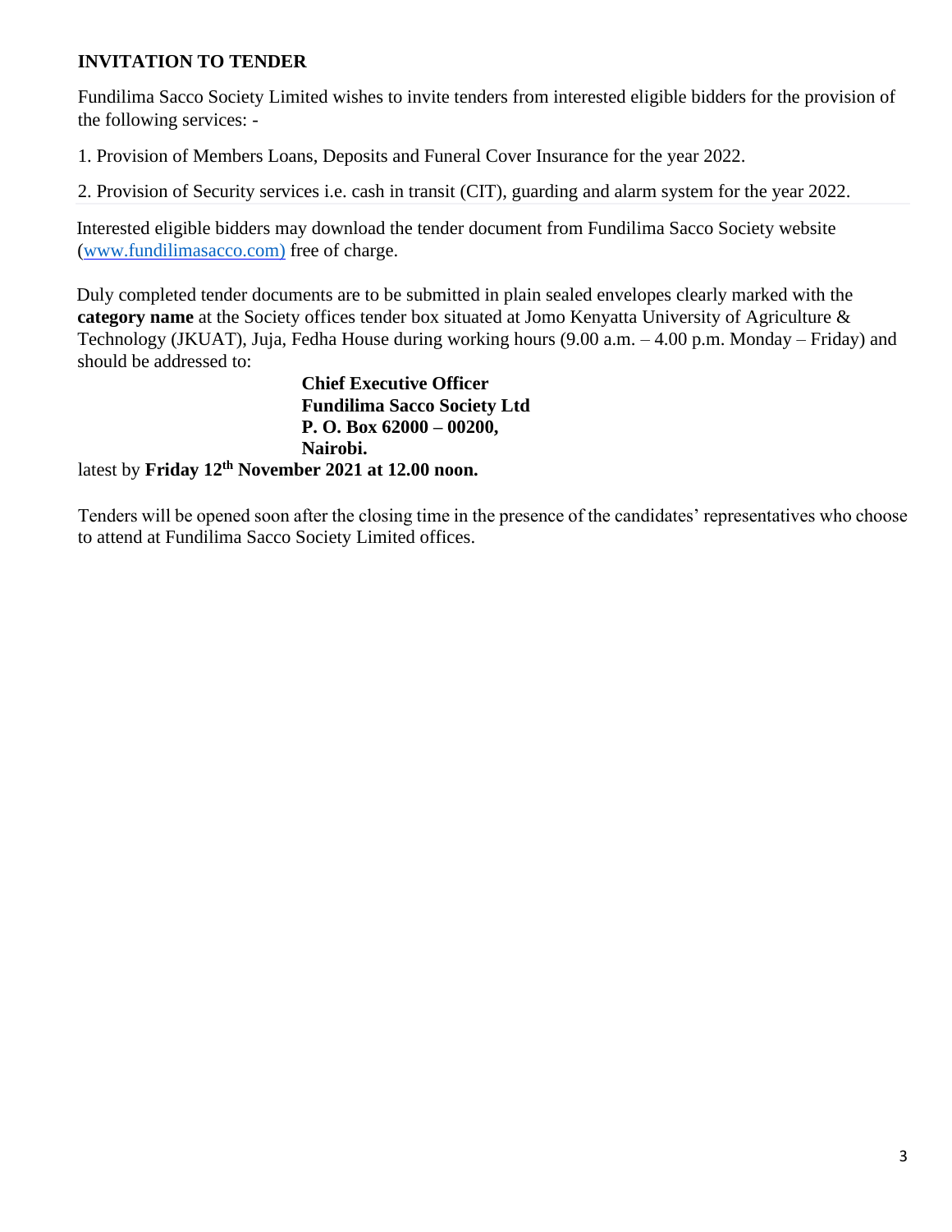## INVITATION TO TENDER

Fundilima Sacco Society Limited wishes to invite tenders from interested eligible bidders for the provision of the following services: -

1. Provision of Members Loans, Deposits and Funeral Cover Insurance for the year 2022.

2. Provision of Security services i.e. cash in transit (CIT), guarding and alarm system for the year 2022.

Interested eligible bidders may download the tender document from Fundilima Sacco Society website (www.fundilimasacco.com) free of charge.

Duly completed tender documents are to be submitted in plain sealed envelopes clearly marked with the **category name** at the Society offices tender box situated at Jomo Kenyatta University of Agriculture & Technology (JKUAT), Juja, Fedha House during working hours (9.00 a.m. – 4.00 p.m. Monday – Friday) and should be addressed to:

**Chief Executive Officer**
**Fundilima Sacco Society Ltd**
**P. O. Box 62000 – 00200,**
**Nairobi.**

latest by **Friday 12th November 2021 at 12.00 noon.**

Tenders will be opened soon after the closing time in the presence of the candidates' representatives who choose to attend at Fundilima Sacco Society Limited offices.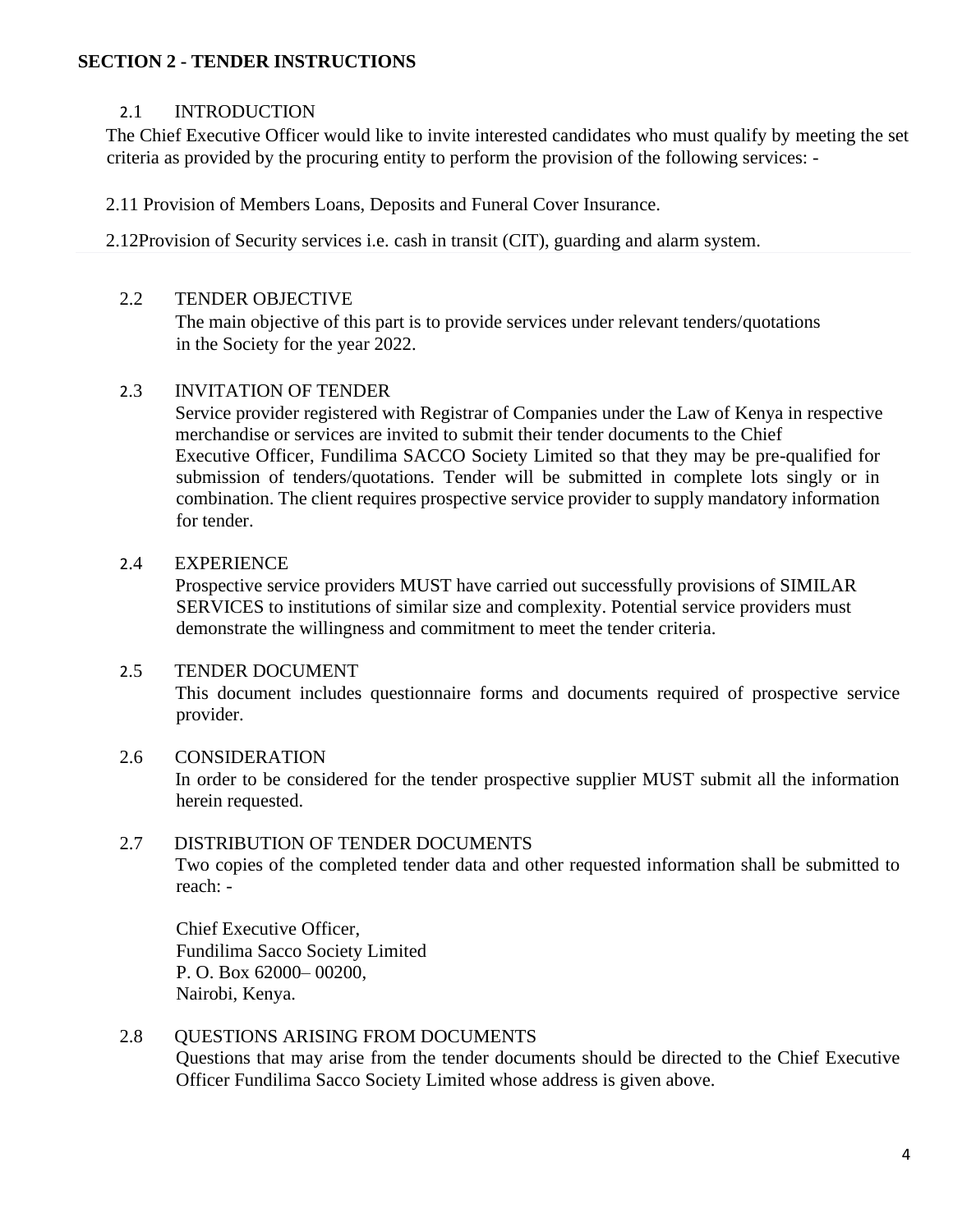**SECTION 2 - TENDER INSTRUCTIONS**

2.1 INTRODUCTION

The Chief Executive Officer would like to invite interested candidates who must qualify by meeting the set criteria as provided by the procuring entity to perform the provision of the following services: -

2.11 Provision of Members Loans, Deposits and Funeral Cover Insurance.

2.12Provision of Security services i.e. cash in transit (CIT), guarding and alarm system.

2.2 TENDER OBJECTIVE

The main objective of this part is to provide services under relevant tenders/quotations in the Society for the year 2022.

2.3 INVITATION OF TENDER

Service provider registered with Registrar of Companies under the Law of Kenya in respective merchandise or services are invited to submit their tender documents to the Chief Executive Officer, Fundilima SACCO Society Limited so that they may be pre-qualified for submission of tenders/quotations. Tender will be submitted in complete lots singly or in combination. The client requires prospective service provider to supply mandatory information for tender.

2.4 EXPERIENCE

Prospective service providers MUST have carried out successfully provisions of SIMILAR SERVICES to institutions of similar size and complexity. Potential service providers must demonstrate the willingness and commitment to meet the tender criteria.

2.5 TENDER DOCUMENT

This document includes questionnaire forms and documents required of prospective service provider.

2.6 CONSIDERATION

In order to be considered for the tender prospective supplier MUST submit all the information herein requested.

2.7 DISTRIBUTION OF TENDER DOCUMENTS

Two copies of the completed tender data and other requested information shall be submitted to reach: -

Chief Executive Officer,
Fundilima Sacco Society Limited
P. O. Box 62000– 00200,
Nairobi, Kenya.

2.8 QUESTIONS ARISING FROM DOCUMENTS

Questions that may arise from the tender documents should be directed to the Chief Executive Officer Fundilima Sacco Society Limited whose address is given above.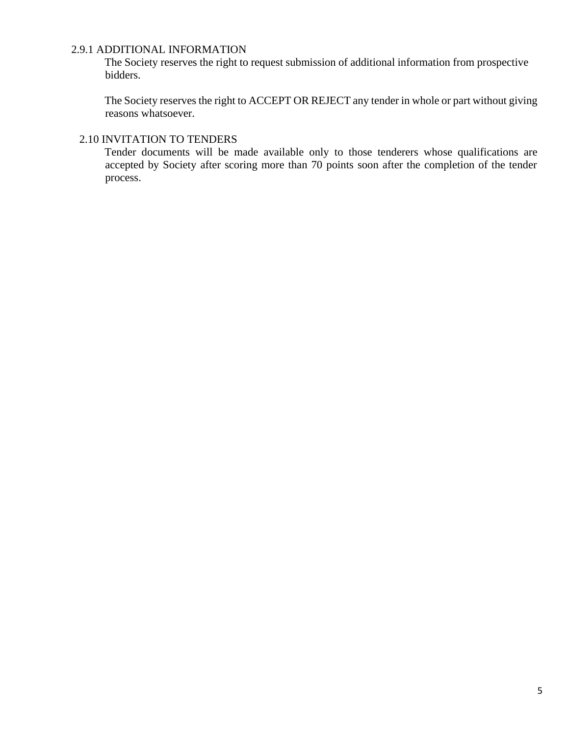### 2.9.1 ADDITIONAL INFORMATION

The Society reserves the right to request submission of additional information from prospective bidders.

The Society reserves the right to ACCEPT OR REJECT any tender in whole or part without giving reasons whatsoever.

### 2.10 INVITATION TO TENDERS

Tender documents will be made available only to those tenderers whose qualifications are accepted by Society after scoring more than 70 points soon after the completion of the tender process.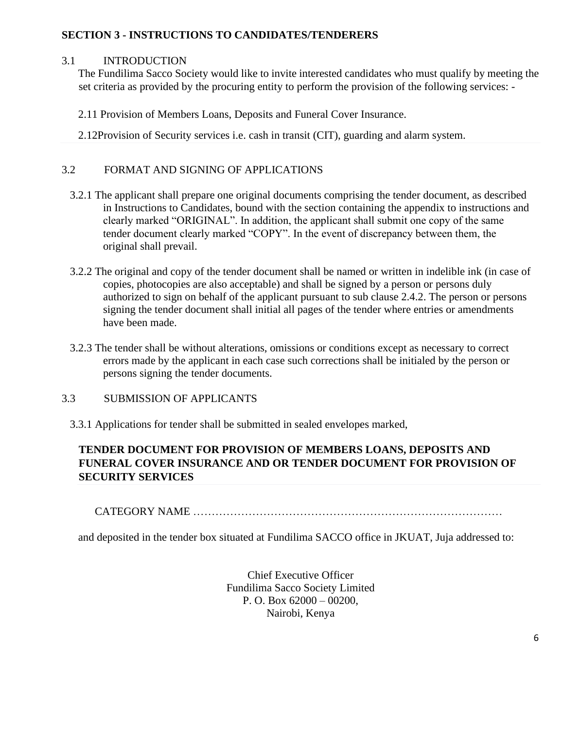## SECTION 3 - INSTRUCTIONS TO CANDIDATES/TENDERERS

### 3.1 INTRODUCTION

The Fundilima Sacco Society would like to invite interested candidates who must qualify by meeting the set criteria as provided by the procuring entity to perform the provision of the following services: -

2.11 Provision of Members Loans, Deposits and Funeral Cover Insurance.

2.12Provision of Security services i.e. cash in transit (CIT), guarding and alarm system.

### 3.2 FORMAT AND SIGNING OF APPLICATIONS

3.2.1 The applicant shall prepare one original documents comprising the tender document, as described in Instructions to Candidates, bound with the section containing the appendix to instructions and clearly marked "ORIGINAL". In addition, the applicant shall submit one copy of the same tender document clearly marked "COPY". In the event of discrepancy between them, the original shall prevail.

3.2.2 The original and copy of the tender document shall be named or written in indelible ink (in case of copies, photocopies are also acceptable) and shall be signed by a person or persons duly authorized to sign on behalf of the applicant pursuant to sub clause 2.4.2. The person or persons signing the tender document shall initial all pages of the tender where entries or amendments have been made.

3.2.3 The tender shall be without alterations, omissions or conditions except as necessary to correct errors made by the applicant in each case such corrections shall be initialed by the person or persons signing the tender documents.

### 3.3 SUBMISSION OF APPLICANTS

3.3.1 Applications for tender shall be submitted in sealed envelopes marked,

**TENDER DOCUMENT FOR PROVISION OF MEMBERS LOANS, DEPOSITS AND FUNERAL COVER INSURANCE AND OR TENDER DOCUMENT FOR PROVISION OF SECURITY SERVICES**

CATEGORY NAME …………………………………………………………………………

and deposited in the tender box situated at Fundilima SACCO office in JKUAT, Juja addressed to:

Chief Executive Officer
Fundilima Sacco Society Limited
P. O. Box 62000 – 00200,
Nairobi, Kenya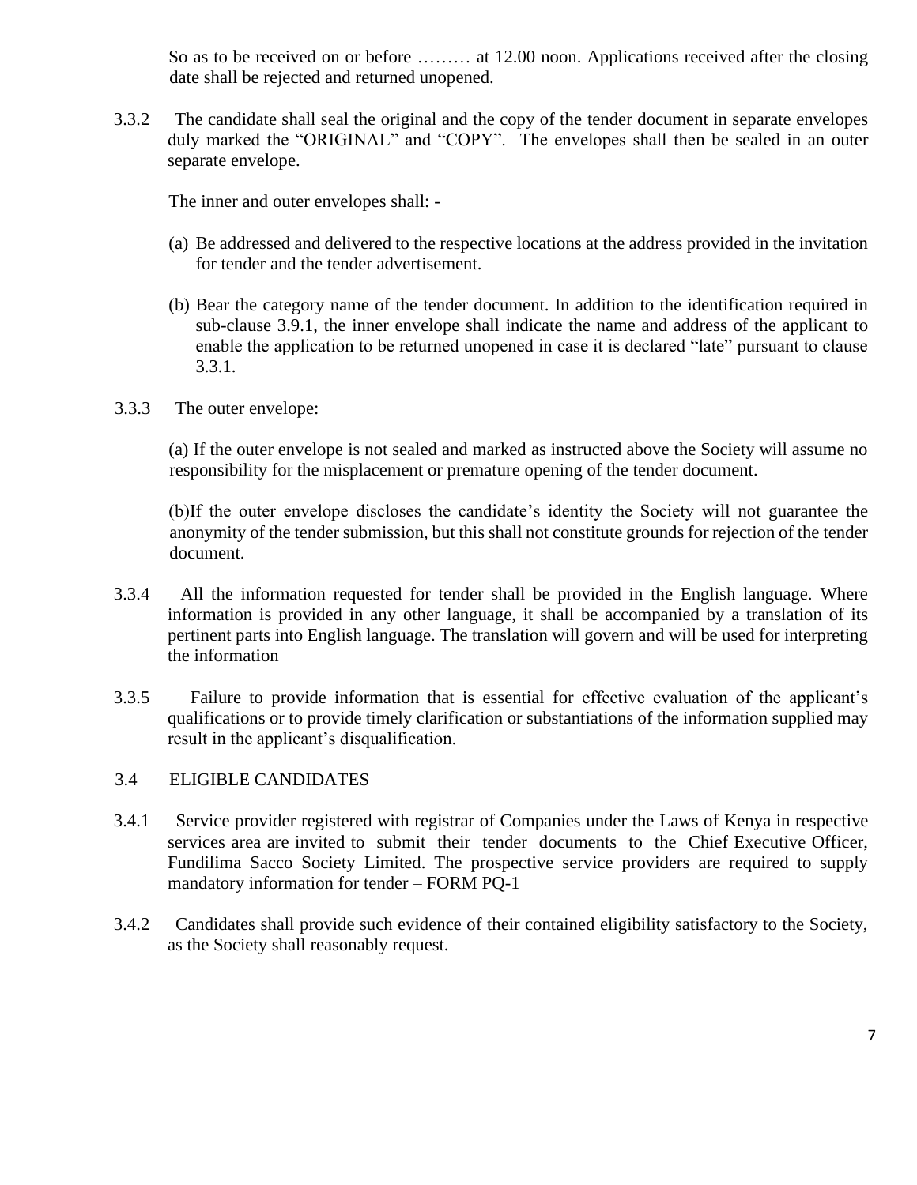So as to be received on or before ……… at 12.00 noon. Applications received after the closing date shall be rejected and returned unopened.

3.3.2 The candidate shall seal the original and the copy of the tender document in separate envelopes duly marked the "ORIGINAL" and "COPY". The envelopes shall then be sealed in an outer separate envelope.

The inner and outer envelopes shall: -

(a) Be addressed and delivered to the respective locations at the address provided in the invitation for tender and the tender advertisement.

(b) Bear the category name of the tender document. In addition to the identification required in sub-clause 3.9.1, the inner envelope shall indicate the name and address of the applicant to enable the application to be returned unopened in case it is declared "late" pursuant to clause 3.3.1.

3.3.3 The outer envelope:

(a) If the outer envelope is not sealed and marked as instructed above the Society will assume no responsibility for the misplacement or premature opening of the tender document.

(b)If the outer envelope discloses the candidate's identity the Society will not guarantee the anonymity of the tender submission, but this shall not constitute grounds for rejection of the tender document.

3.3.4 All the information requested for tender shall be provided in the English language. Where information is provided in any other language, it shall be accompanied by a translation of its pertinent parts into English language. The translation will govern and will be used for interpreting the information

3.3.5 Failure to provide information that is essential for effective evaluation of the applicant's qualifications or to provide timely clarification or substantiations of the information supplied may result in the applicant's disqualification.

3.4 ELIGIBLE CANDIDATES

3.4.1 Service provider registered with registrar of Companies under the Laws of Kenya in respective services area are invited to submit their tender documents to the Chief Executive Officer, Fundilima Sacco Society Limited. The prospective service providers are required to supply mandatory information for tender – FORM PQ-1

3.4.2 Candidates shall provide such evidence of their contained eligibility satisfactory to the Society, as the Society shall reasonably request.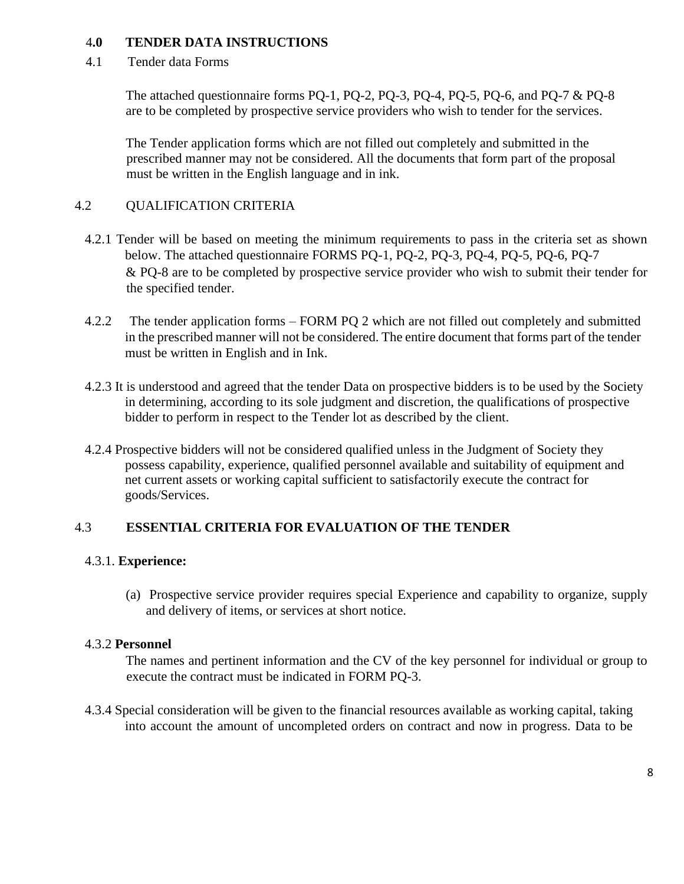## 4.0 TENDER DATA INSTRUCTIONS

4.1 Tender data Forms

The attached questionnaire forms PQ-1, PQ-2, PQ-3, PQ-4, PQ-5, PQ-6, and PQ-7 & PQ-8 are to be completed by prospective service providers who wish to tender for the services.

The Tender application forms which are not filled out completely and submitted in the prescribed manner may not be considered. All the documents that form part of the proposal must be written in the English language and in ink.

### 4.2 QUALIFICATION CRITERIA

4.2.1 Tender will be based on meeting the minimum requirements to pass in the criteria set as shown below. The attached questionnaire FORMS PQ-1, PQ-2, PQ-3, PQ-4, PQ-5, PQ-6, PQ-7 & PQ-8 are to be completed by prospective service provider who wish to submit their tender for the specified tender.

4.2.2 The tender application forms – FORM PQ 2 which are not filled out completely and submitted in the prescribed manner will not be considered. The entire document that forms part of the tender must be written in English and in Ink.

4.2.3 It is understood and agreed that the tender Data on prospective bidders is to be used by the Society in determining, according to its sole judgment and discretion, the qualifications of prospective bidder to perform in respect to the Tender lot as described by the client.

4.2.4 Prospective bidders will not be considered qualified unless in the Judgment of Society they possess capability, experience, qualified personnel available and suitability of equipment and net current assets or working capital sufficient to satisfactorily execute the contract for goods/Services.

### 4.3 ESSENTIAL CRITERIA FOR EVALUATION OF THE TENDER

4.3.1. **Experience:**

(a) Prospective service provider requires special Experience and capability to organize, supply and delivery of items, or services at short notice.

4.3.2 **Personnel**

The names and pertinent information and the CV of the key personnel for individual or group to execute the contract must be indicated in FORM PQ-3.

4.3.4 Special consideration will be given to the financial resources available as working capital, taking into account the amount of uncompleted orders on contract and now in progress. Data to be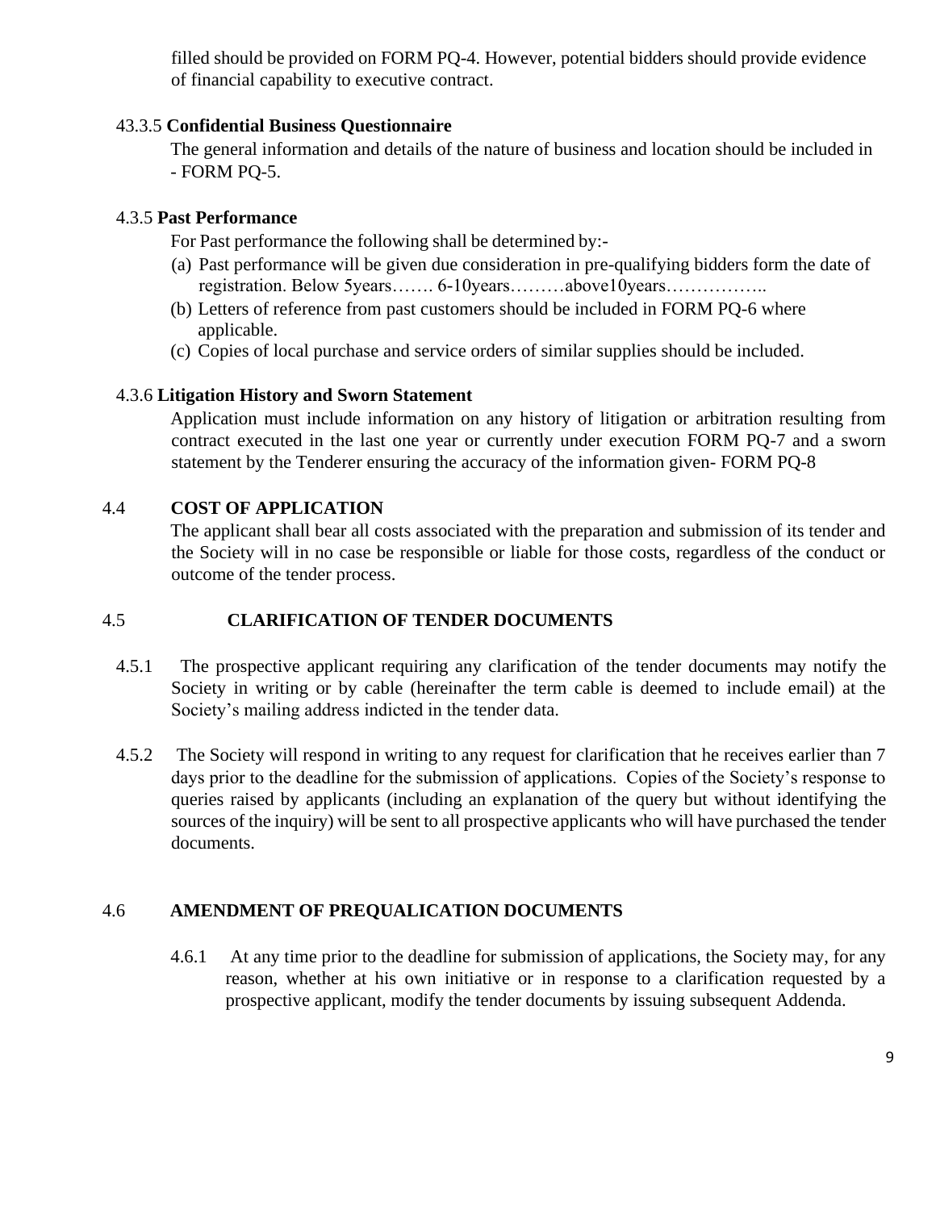filled should be provided on FORM PQ-4. However, potential bidders should provide evidence of financial capability to executive contract.

43.3.5 **Confidential Business Questionnaire**

The general information and details of the nature of business and location should be included in - FORM PQ-5.

4.3.5 **Past Performance**

For Past performance the following shall be determined by:-

(a) Past performance will be given due consideration in pre-qualifying bidders form the date of registration. Below 5years……. 6-10years………above10years……………..
(b) Letters of reference from past customers should be included in FORM PQ-6 where applicable.
(c) Copies of local purchase and service orders of similar supplies should be included.

4.3.6 **Litigation History and Sworn Statement**

Application must include information on any history of litigation or arbitration resulting from contract executed in the last one year or currently under execution FORM PQ-7 and a sworn statement by the Tenderer ensuring the accuracy of the information given- FORM PQ-8

## 4.4 COST OF APPLICATION

The applicant shall bear all costs associated with the preparation and submission of its tender and the Society will in no case be responsible or liable for those costs, regardless of the conduct or outcome of the tender process.

## 4.5 CLARIFICATION OF TENDER DOCUMENTS

4.5.1 The prospective applicant requiring any clarification of the tender documents may notify the Society in writing or by cable (hereinafter the term cable is deemed to include email) at the Society's mailing address indicted in the tender data.

4.5.2 The Society will respond in writing to any request for clarification that he receives earlier than 7 days prior to the deadline for the submission of applications. Copies of the Society's response to queries raised by applicants (including an explanation of the query but without identifying the sources of the inquiry) will be sent to all prospective applicants who will have purchased the tender documents.

## 4.6 AMENDMENT OF PREQUALICATION DOCUMENTS

4.6.1 At any time prior to the deadline for submission of applications, the Society may, for any reason, whether at his own initiative or in response to a clarification requested by a prospective applicant, modify the tender documents by issuing subsequent Addenda.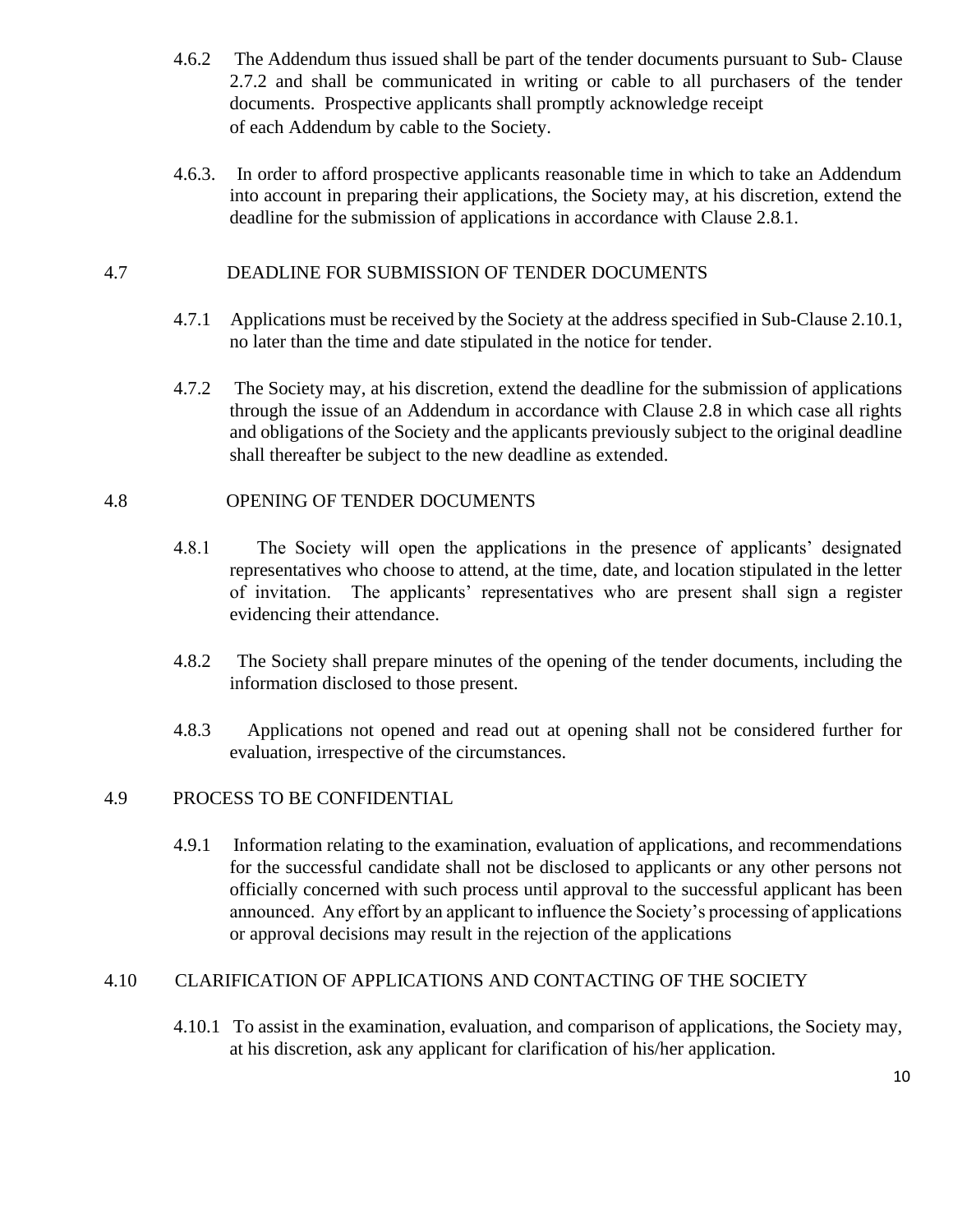4.6.2 The Addendum thus issued shall be part of the tender documents pursuant to Sub- Clause 2.7.2 and shall be communicated in writing or cable to all purchasers of the tender documents. Prospective applicants shall promptly acknowledge receipt of each Addendum by cable to the Society.

4.6.3. In order to afford prospective applicants reasonable time in which to take an Addendum into account in preparing their applications, the Society may, at his discretion, extend the deadline for the submission of applications in accordance with Clause 2.8.1.

## 4.7 DEADLINE FOR SUBMISSION OF TENDER DOCUMENTS

4.7.1 Applications must be received by the Society at the address specified in Sub-Clause 2.10.1, no later than the time and date stipulated in the notice for tender.

4.7.2 The Society may, at his discretion, extend the deadline for the submission of applications through the issue of an Addendum in accordance with Clause 2.8 in which case all rights and obligations of the Society and the applicants previously subject to the original deadline shall thereafter be subject to the new deadline as extended.

## 4.8 OPENING OF TENDER DOCUMENTS

4.8.1 The Society will open the applications in the presence of applicants' designated representatives who choose to attend, at the time, date, and location stipulated in the letter of invitation. The applicants' representatives who are present shall sign a register evidencing their attendance.

4.8.2 The Society shall prepare minutes of the opening of the tender documents, including the information disclosed to those present.

4.8.3 Applications not opened and read out at opening shall not be considered further for evaluation, irrespective of the circumstances.

## 4.9 PROCESS TO BE CONFIDENTIAL

4.9.1 Information relating to the examination, evaluation of applications, and recommendations for the successful candidate shall not be disclosed to applicants or any other persons not officially concerned with such process until approval to the successful applicant has been announced. Any effort by an applicant to influence the Society's processing of applications or approval decisions may result in the rejection of the applications

## 4.10 CLARIFICATION OF APPLICATIONS AND CONTACTING OF THE SOCIETY

4.10.1 To assist in the examination, evaluation, and comparison of applications, the Society may, at his discretion, ask any applicant for clarification of his/her application.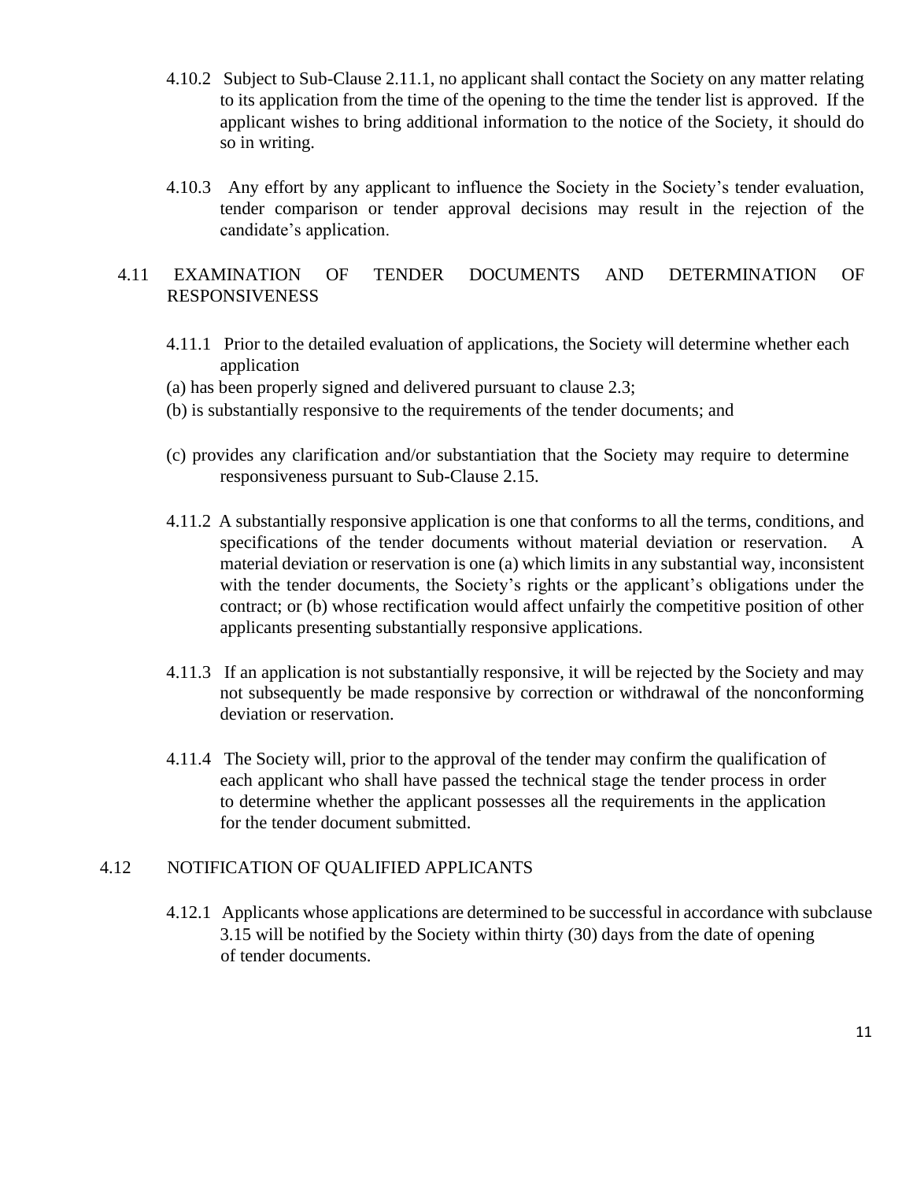4.10.2 Subject to Sub-Clause 2.11.1, no applicant shall contact the Society on any matter relating to its application from the time of the opening to the time the tender list is approved. If the applicant wishes to bring additional information to the notice of the Society, it should do so in writing.

4.10.3 Any effort by any applicant to influence the Society in the Society's tender evaluation, tender comparison or tender approval decisions may result in the rejection of the candidate's application.

## 4.11 EXAMINATION OF TENDER DOCUMENTS AND DETERMINATION OF RESPONSIVENESS

4.11.1 Prior to the detailed evaluation of applications, the Society will determine whether each application

(a) has been properly signed and delivered pursuant to clause 2.3;

(b) is substantially responsive to the requirements of the tender documents; and

(c) provides any clarification and/or substantiation that the Society may require to determine responsiveness pursuant to Sub-Clause 2.15.

4.11.2 A substantially responsive application is one that conforms to all the terms, conditions, and specifications of the tender documents without material deviation or reservation. A material deviation or reservation is one (a) which limits in any substantial way, inconsistent with the tender documents, the Society's rights or the applicant's obligations under the contract; or (b) whose rectification would affect unfairly the competitive position of other applicants presenting substantially responsive applications.

4.11.3 If an application is not substantially responsive, it will be rejected by the Society and may not subsequently be made responsive by correction or withdrawal of the nonconforming deviation or reservation.

4.11.4 The Society will, prior to the approval of the tender may confirm the qualification of each applicant who shall have passed the technical stage the tender process in order to determine whether the applicant possesses all the requirements in the application for the tender document submitted.

## 4.12 NOTIFICATION OF QUALIFIED APPLICANTS

4.12.1 Applicants whose applications are determined to be successful in accordance with subclause 3.15 will be notified by the Society within thirty (30) days from the date of opening of tender documents.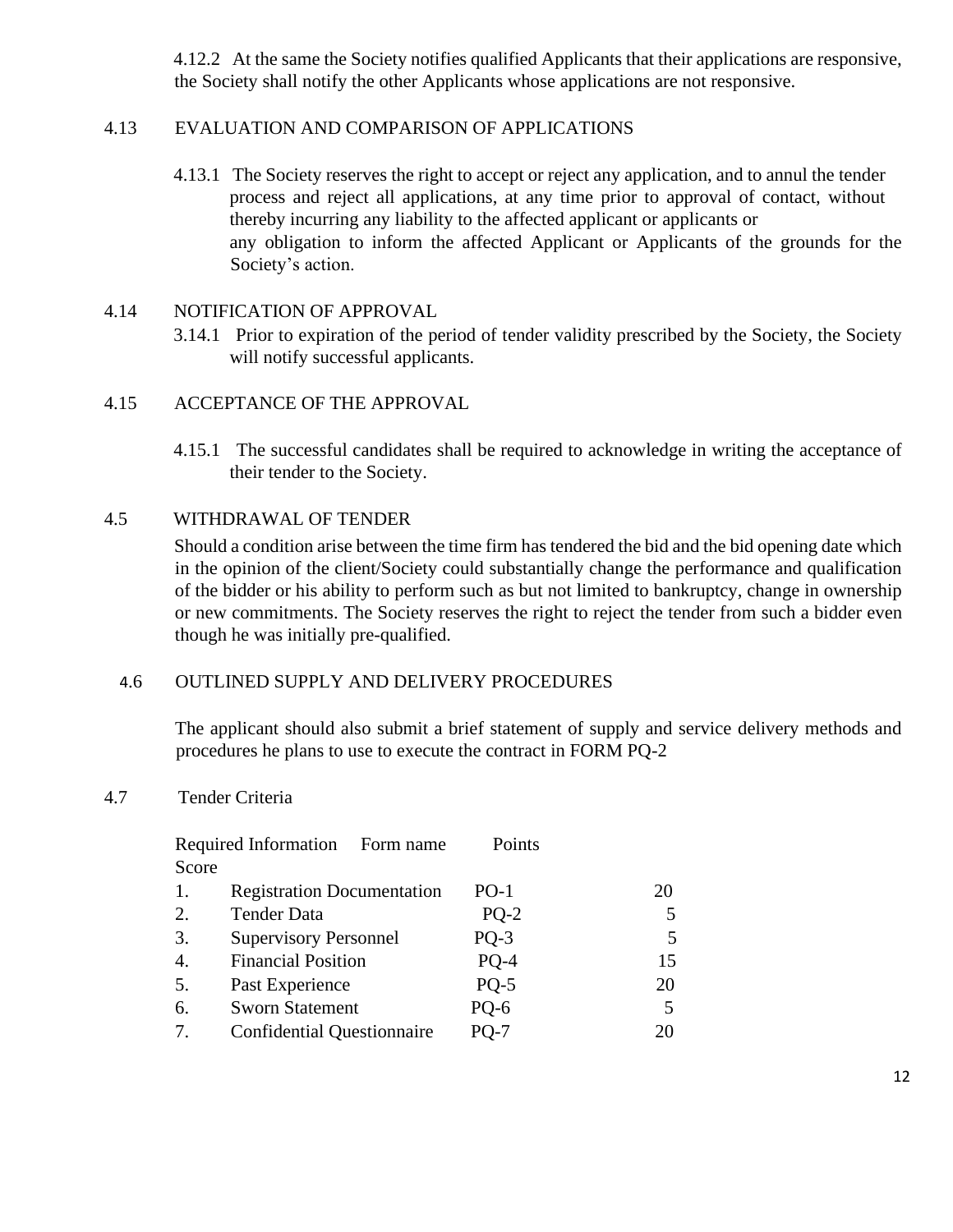4.12.2 At the same the Society notifies qualified Applicants that their applications are responsive, the Society shall notify the other Applicants whose applications are not responsive.

## 4.13 EVALUATION AND COMPARISON OF APPLICATIONS

4.13.1 The Society reserves the right to accept or reject any application, and to annul the tender process and reject all applications, at any time prior to approval of contact, without thereby incurring any liability to the affected applicant or applicants or any obligation to inform the affected Applicant or Applicants of the grounds for the Society's action.

## 4.14 NOTIFICATION OF APPROVAL

3.14.1 Prior to expiration of the period of tender validity prescribed by the Society, the Society will notify successful applicants.

## 4.15 ACCEPTANCE OF THE APPROVAL

4.15.1 The successful candidates shall be required to acknowledge in writing the acceptance of their tender to the Society.

## 4.5 WITHDRAWAL OF TENDER

Should a condition arise between the time firm has tendered the bid and the bid opening date which in the opinion of the client/Society could substantially change the performance and qualification of the bidder or his ability to perform such as but not limited to bankruptcy, change in ownership or new commitments. The Society reserves the right to reject the tender from such a bidder even though he was initially pre-qualified.

## 4.6 OUTLINED SUPPLY AND DELIVERY PROCEDURES

The applicant should also submit a brief statement of supply and service delivery methods and procedures he plans to use to execute the contract in FORM PQ-2

## 4.7 Tender Criteria

| | Required Information | Form name | Points Score |
|---|---|---|---|
| 1. | Registration Documentation | PO-1 | 20 |
| 2. | Tender Data | PQ-2 | 5 |
| 3. | Supervisory Personnel | PQ-3 | 5 |
| 4. | Financial Position | PQ-4 | 15 |
| 5. | Past Experience | PQ-5 | 20 |
| 6. | Sworn Statement | PQ-6 | 5 |
| 7. | Confidential Questionnaire | PQ-7 | 20 |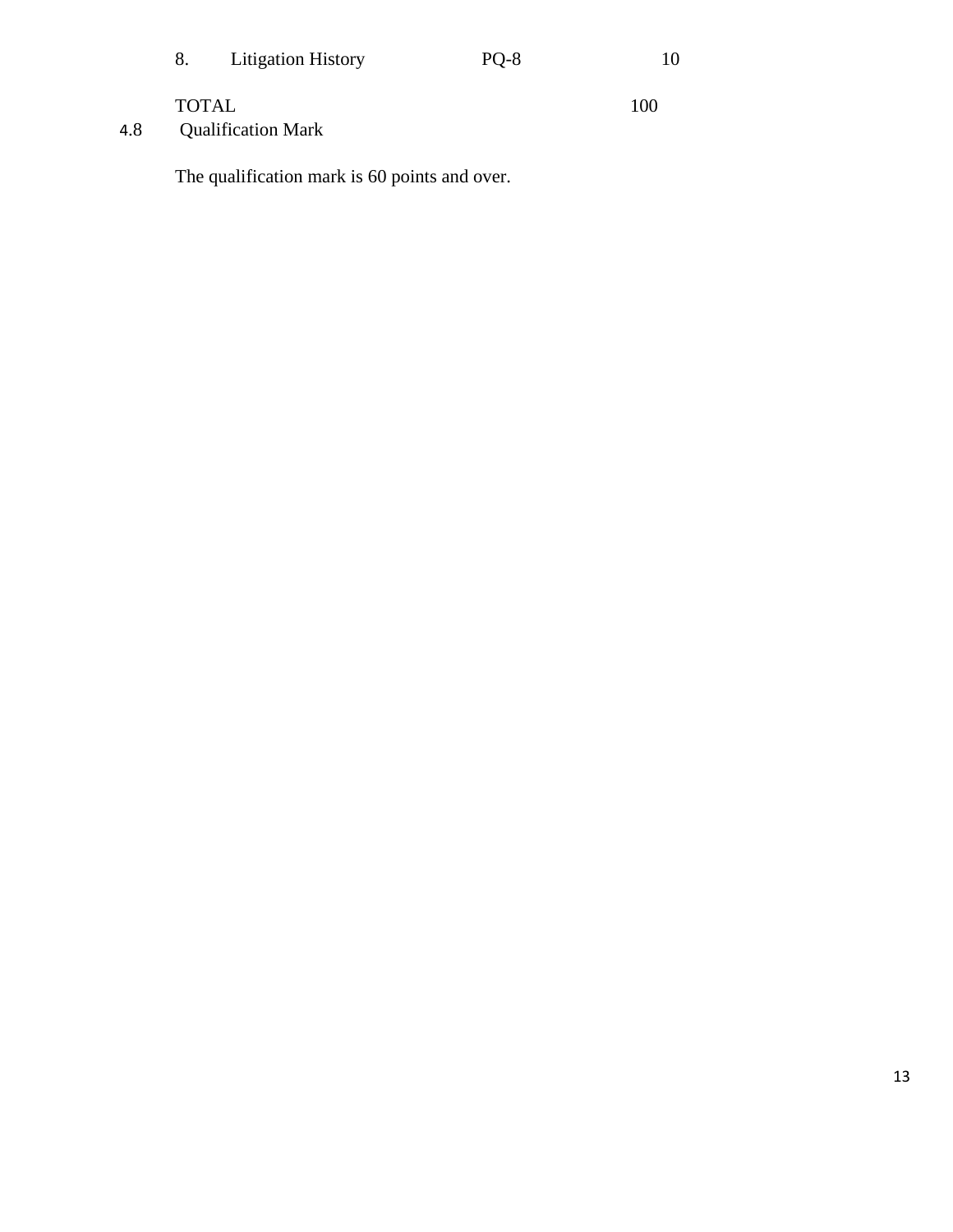| 8. | Litigation History | PQ-8 | 10 |
|---|---|---|---|
| TOTAL | | | 100 |

4.8 Qualification Mark

The qualification mark is 60 points and over.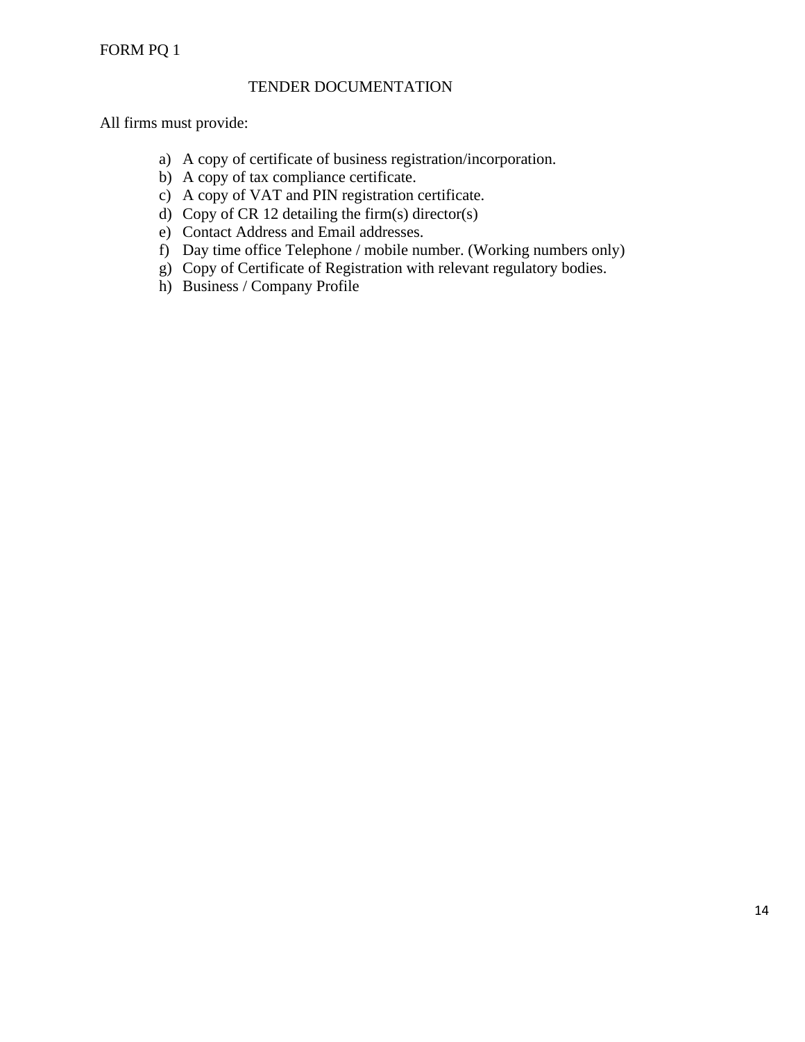FORM PQ 1

## TENDER DOCUMENTATION

All firms must provide:

a) A copy of certificate of business registration/incorporation.
b) A copy of tax compliance certificate.
c) A copy of VAT and PIN registration certificate.
d) Copy of CR 12 detailing the firm(s) director(s)
e) Contact Address and Email addresses.
f) Day time office Telephone / mobile number. (Working numbers only)
g) Copy of Certificate of Registration with relevant regulatory bodies.
h) Business / Company Profile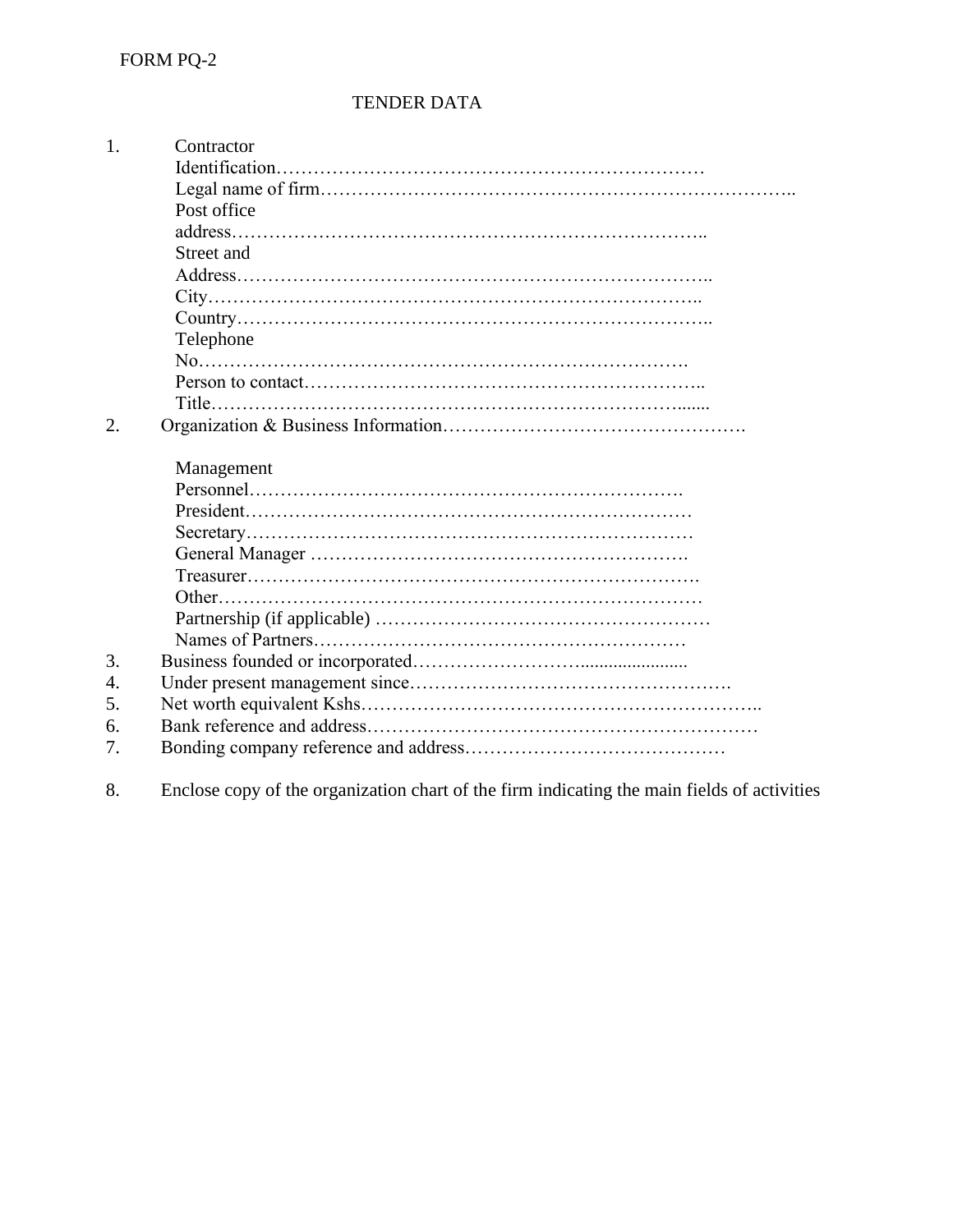FORM PQ-2

# TENDER DATA

1. Contractor
   Identification…………………………………………………………
   Legal name of firm…………………………………………………………………..
   Post office address…………………………………………………………………..
   Street and Address…………………………………………………………………..
   City…………………………………………………………………..
   Country…………………………………………………………………..
   Telephone No…………………………………………………………………….
   Person to contact……………………………………………………………..
   Title…………………………………………………………………......
2. Organization & Business Information……………………………………………….

   Management Personnel……………………………………………………………….
   President………………………………………………………………
   Secretary………………………………………………………………
   General Manager ……………………………………………………….
   Treasurer……………………………………………………………….
   Other……………………………………………………………………
   Partnership (if applicable) ………………………………………………
   Names of Partners……………………………………………………
3. Business founded or incorporated……………………......................
4. Under present management since…………………………………………….
5. Net worth equivalent Kshs………………………………………………………..
6. Bank reference and address……………………………………………………
7. Bonding company reference and address…………………………………

8. Enclose copy of the organization chart of the firm indicating the main fields of activities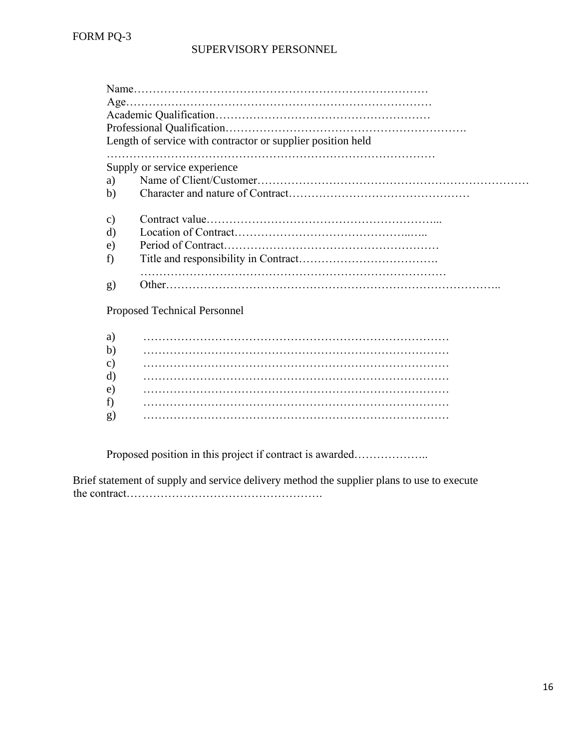FORM PQ-3

## SUPERVISORY PERSONNEL

Name………………………………………………………………………
Age……………………………………………………………………….
Academic Qualification…………………………………………………
Professional Qualification……………………………………………………….
Length of service with contractor or supplier position held
……………………………………………………………………………

Supply or service experience

a) Name of Client/Customer……………………………………………………………
b) Character and nature of Contract……………………………………………

c) Contract value……………………………………………………...
d) Location of Contract………………………………………...…..
e) Period of Contract…………………………………………………
f) Title and responsibility in Contract……………………………….
……………………………………………………………………….
g) Other…………………………………………………………………………..

Proposed Technical Personnel

a) ……………………………………………………………………….
b) ……………………………………………………………………….
c) ……………………………………………………………………….
d) ……………………………………………………………………….
e) ……………………………………………………………………….
f) ……………………………………………………………………….
g) ……………………………………………………………………….

Proposed position in this project if contract is awarded………………..

Brief statement of supply and service delivery method the supplier plans to use to execute the contract…………………………………………….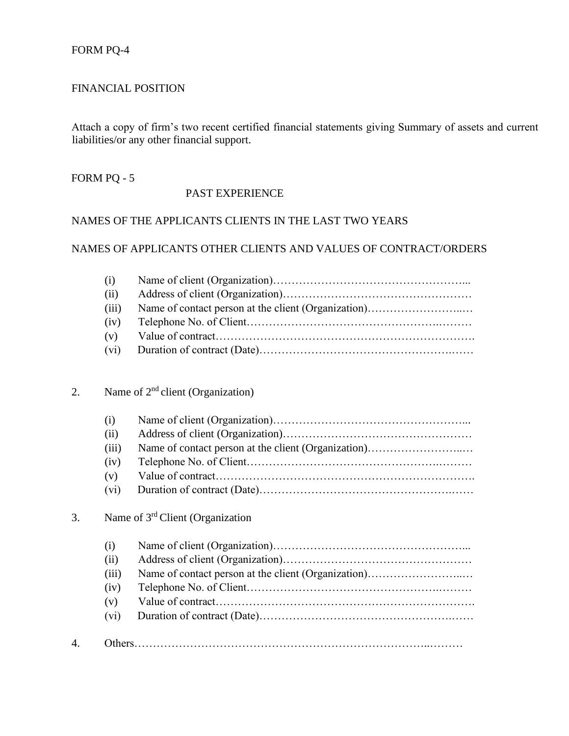FORM PQ-4

FINANCIAL POSITION

Attach a copy of firm's two recent certified financial statements giving Summary of assets and current liabilities/or any other financial support.

FORM PQ - 5

PAST EXPERIENCE

NAMES OF THE APPLICANTS CLIENTS IN THE LAST TWO YEARS

NAMES OF APPLICANTS OTHER CLIENTS AND VALUES OF CONTRACT/ORDERS

(i) Name of client (Organization)……………………………………………...
(ii) Address of client (Organization)……………………………………………
(iii) Name of contact person at the client (Organization)……………………...…
(iv) Telephone No. of Client………………………………………….………
(v) Value of contract…………………………………………………………….
(vi) Duration of contract (Date)……………………………………………….……

2. Name of 2[nd] client (Organization)

(i) Name of client (Organization)……………………………………………...
(ii) Address of client (Organization)……………………………………………
(iii) Name of contact person at the client (Organization)……………………...…
(iv) Telephone No. of Client………………………………………….………
(v) Value of contract…………………………………………………………….
(vi) Duration of contract (Date)……………………………………………….……

3. Name of 3[rd] Client (Organization

(i) Name of client (Organization)……………………………………………...
(ii) Address of client (Organization)……………………………………………
(iii) Name of contact person at the client (Organization)……………………...…
(iv) Telephone No. of Client………………………………………….………
(v) Value of contract…………………………………………………………….
(vi) Duration of contract (Date)……………………………………………….……

4. Others…………………………………………………………………...………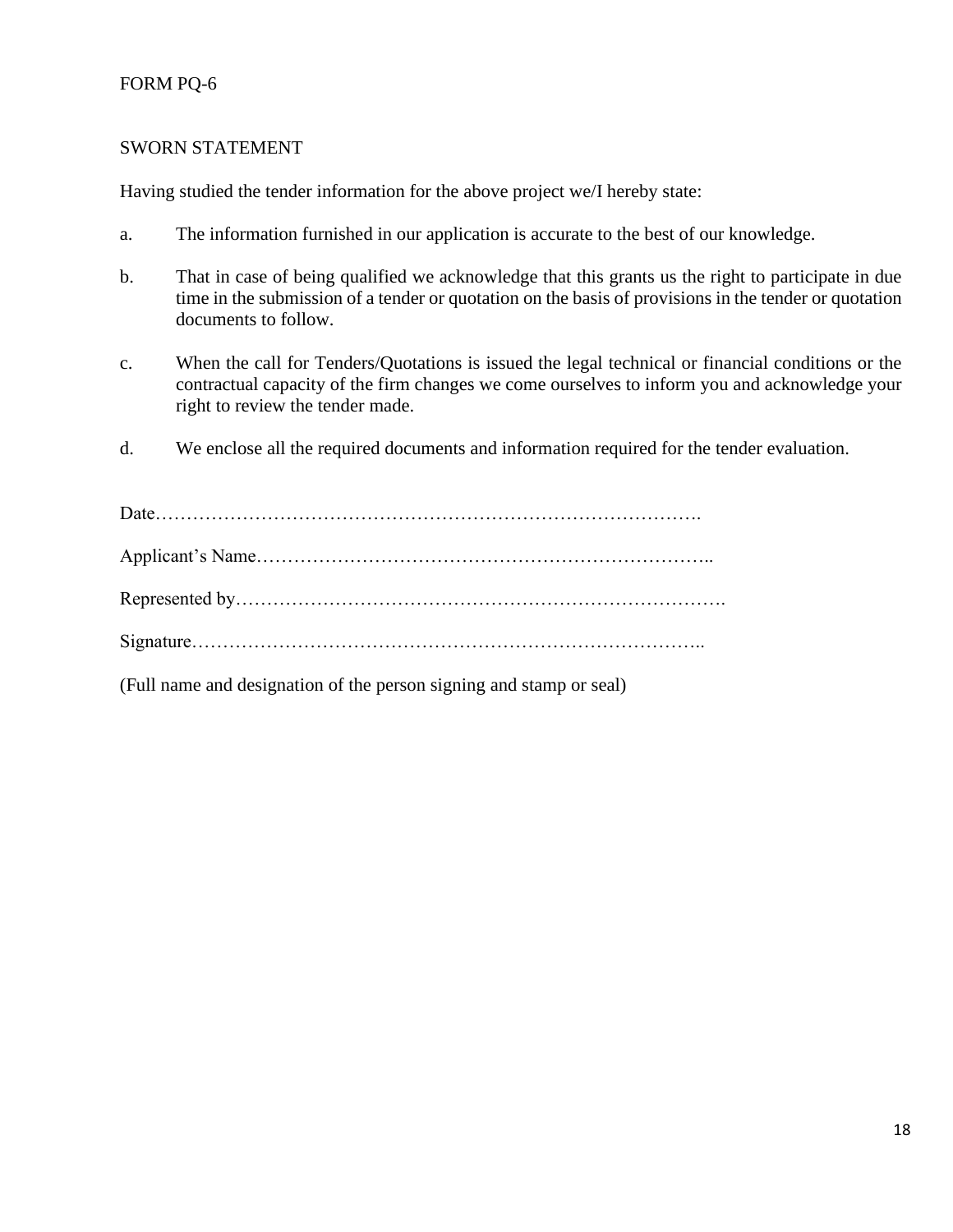FORM PQ-6

SWORN STATEMENT

Having studied the tender information for the above project we/I hereby state:

a. The information furnished in our application is accurate to the best of our knowledge.

b. That in case of being qualified we acknowledge that this grants us the right to participate in due time in the submission of a tender or quotation on the basis of provisions in the tender or quotation documents to follow.

c. When the call for Tenders/Quotations is issued the legal technical or financial conditions or the contractual capacity of the firm changes we come ourselves to inform you and acknowledge your right to review the tender made.

d. We enclose all the required documents and information required for the tender evaluation.

Date……………………………………………………………………………….

Applicant's Name………………………………………………………………..

Represented by…………………………………………………………………….

Signature………………………………………………………………………..

(Full name and designation of the person signing and stamp or seal)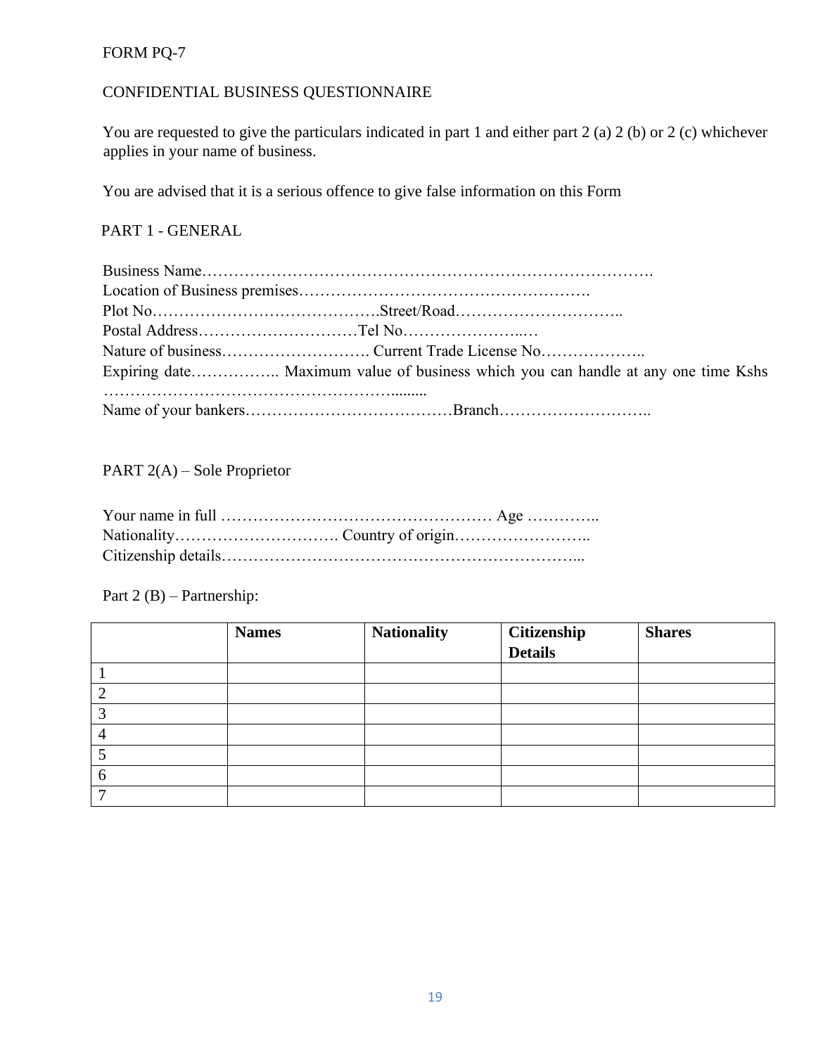FORM PQ-7

CONFIDENTIAL BUSINESS QUESTIONNAIRE

You are requested to give the particulars indicated in part 1 and either part 2 (a) 2 (b) or 2 (c) whichever applies in your name of business.

You are advised that it is a serious offence to give false information on this Form

PART 1 - GENERAL

Business Name…………………………………………………………………………….
Location of Business premises……………………………………………….
Plot No……………………………………Street/Road…………………………..
Postal Address…………………………Tel No…………………..…
Nature of business………………………. Current Trade License No………………..
Expiring date…………….. Maximum value of business which you can handle at any one time Kshs ………………………………………………..........
Name of your bankers…………………………………Branch………………………..

PART 2(A) – Sole Proprietor

Your name in full …………………………………………… Age …………..
Nationality…………………………. Country of origin……………………..
Citizenship details…………………………………………………………...

Part 2 (B) – Partnership:

| | **Names** | **Nationality** | **Citizenship Details** | **Shares** |
|---|---|---|---|---|
| 1 | | | | |
| 2 | | | | |
| 3 | | | | |
| 4 | | | | |
| 5 | | | | |
| 6 | | | | |
| 7 | | | | |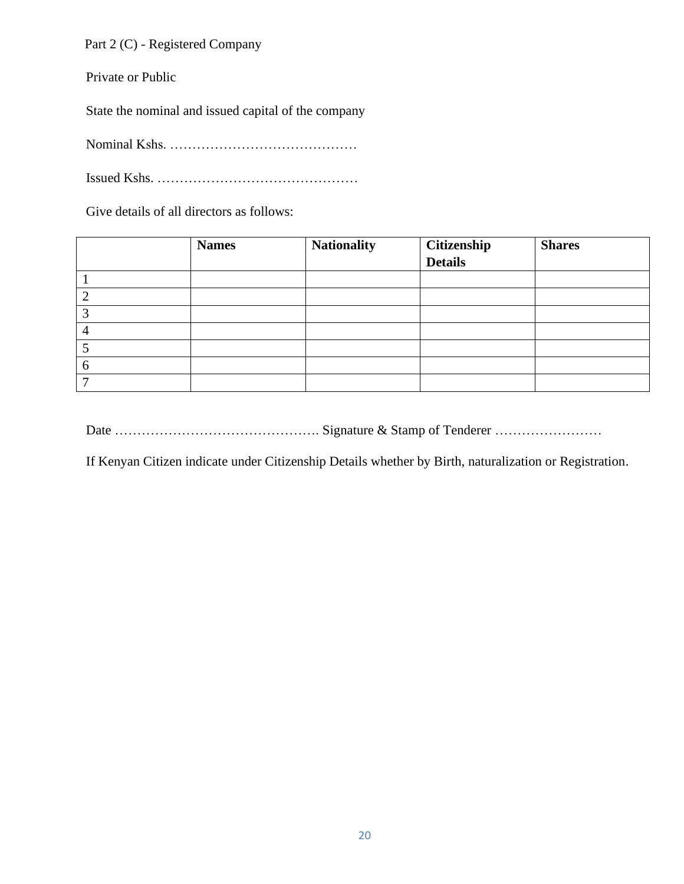Part 2 (C) - Registered Company

Private or Public

State the nominal and issued capital of the company

Nominal Kshs. ……………………………………

Issued Kshs. ………………………………………

Give details of all directors as follows:

| | **Names** | **Nationality** | **Citizenship Details** | **Shares** |
|---|---|---|---|---|
| 1 | | | | |
| 2 | | | | |
| 3 | | | | |
| 4 | | | | |
| 5 | | | | |
| 6 | | | | |
| 7 | | | | |

Date ………………………………………. Signature & Stamp of Tenderer ……………………

If Kenyan Citizen indicate under Citizenship Details whether by Birth, naturalization or Registration.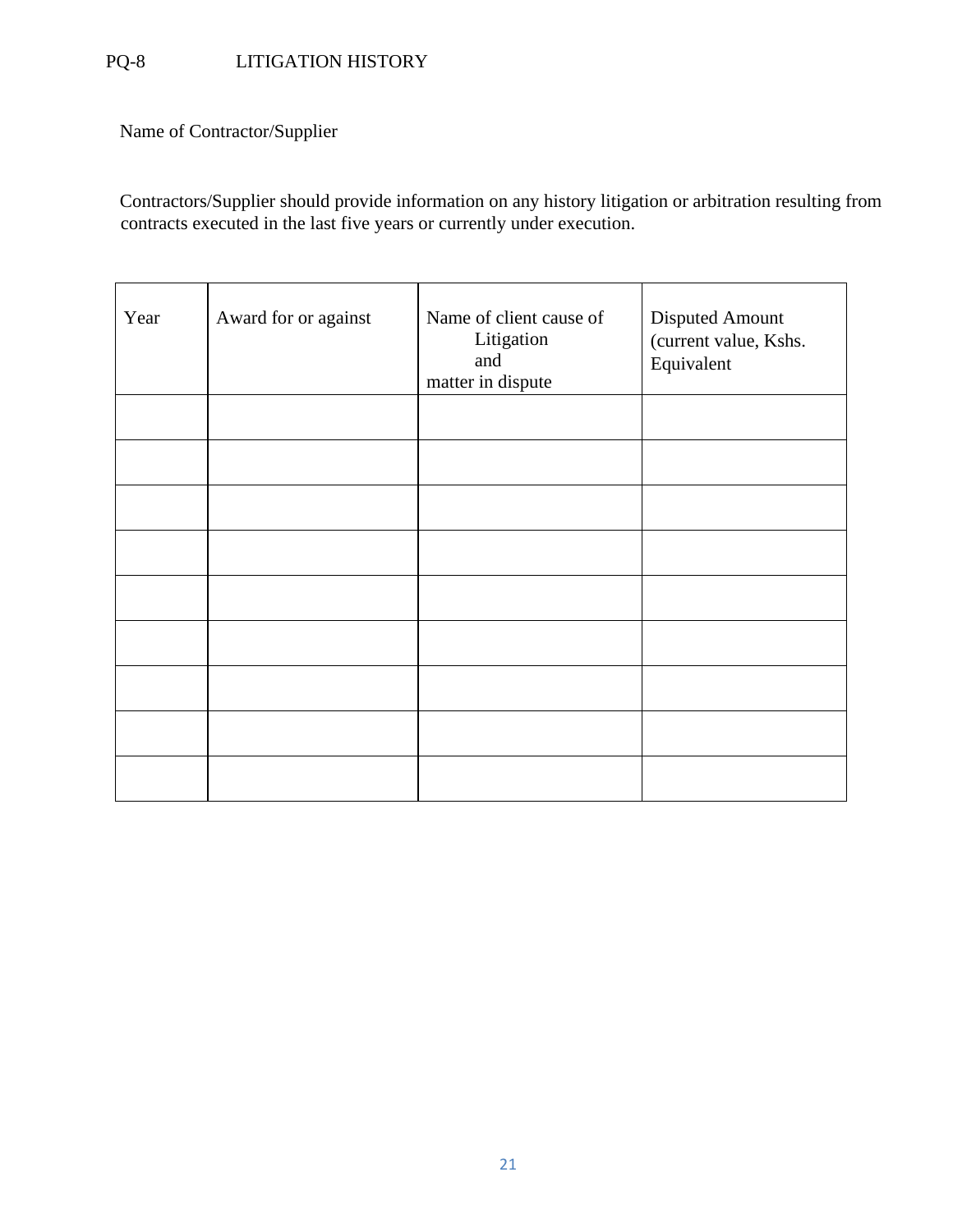## PQ-8 LITIGATION HISTORY

Name of Contractor/Supplier

Contractors/Supplier should provide information on any history litigation or arbitration resulting from contracts executed in the last five years or currently under execution.

| Year | Award for or against | Name of client cause of Litigation and matter in dispute | Disputed Amount (current value, Kshs. Equivalent |
|---|---|---|---|
| | | | |
| | | | |
| | | | |
| | | | |
| | | | |
| | | | |
| | | | |
| | | | |
| | | | |